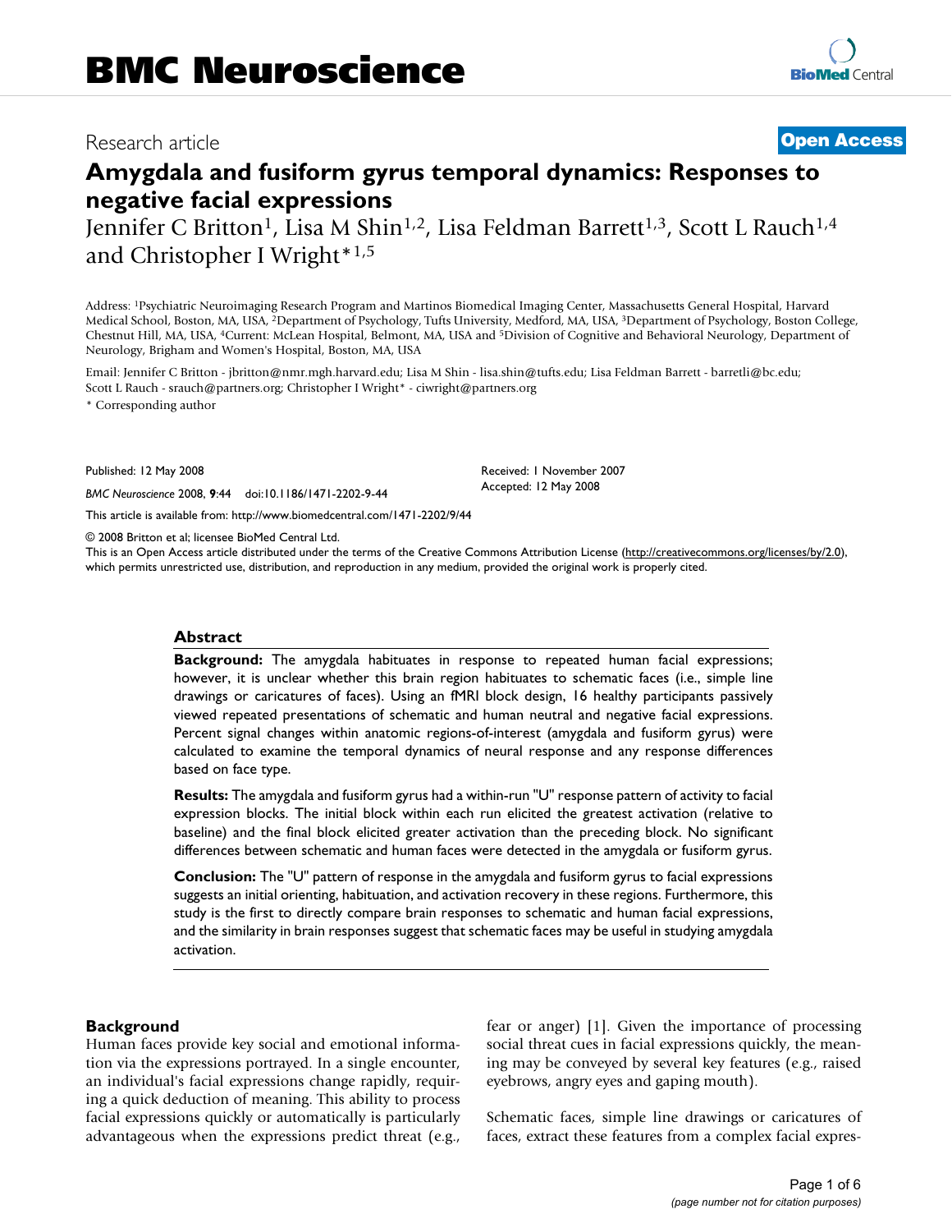# BMC Neuroscience

Research article

**Open Access**

# Amygdala and fusiform gyrus temporal dynamics: Responses to negative facial expressions

Jennifer C Britton[1], Lisa M Shin[1,2], Lisa Feldman Barrett[1,3], Scott L Rauch[1,4] and Christopher I Wright*[1,5]

Address: [1]Psychiatric Neuroimaging Research Program and Martinos Biomedical Imaging Center, Massachusetts General Hospital, Harvard Medical School, Boston, MA, USA, [2]Department of Psychology, Tufts University, Medford, MA, USA, [3]Department of Psychology, Boston College, Chestnut Hill, MA, USA, [4]Current: McLean Hospital, Belmont, MA, USA and [5]Division of Cognitive and Behavioral Neurology, Department of Neurology, Brigham and Women's Hospital, Boston, MA, USA

Email: Jennifer C Britton - jbritton@nmr.mgh.harvard.edu; Lisa M Shin - lisa.shin@tufts.edu; Lisa Feldman Barrett - barretli@bc.edu; Scott L Rauch - srauch@partners.org; Christopher I Wright* - ciwright@partners.org

* Corresponding author

Published: 12 May 2008

*BMC Neuroscience* 2008, **9**:44 doi:10.1186/1471-2202-9-44

Received: 1 November 2007
Accepted: 12 May 2008

This article is available from: http://www.biomedcentral.com/1471-2202/9/44

© 2008 Britton et al; licensee BioMed Central Ltd.
This is an Open Access article distributed under the terms of the Creative Commons Attribution License (http://creativecommons.org/licenses/by/2.0), which permits unrestricted use, distribution, and reproduction in any medium, provided the original work is properly cited.

## Abstract

**Background:** The amygdala habituates in response to repeated human facial expressions; however, it is unclear whether this brain region habituates to schematic faces (i.e., simple line drawings or caricatures of faces). Using an fMRI block design, 16 healthy participants passively viewed repeated presentations of schematic and human neutral and negative facial expressions. Percent signal changes within anatomic regions-of-interest (amygdala and fusiform gyrus) were calculated to examine the temporal dynamics of neural response and any response differences based on face type.

**Results:** The amygdala and fusiform gyrus had a within-run "U" response pattern of activity to facial expression blocks. The initial block within each run elicited the greatest activation (relative to baseline) and the final block elicited greater activation than the preceding block. No significant differences between schematic and human faces were detected in the amygdala or fusiform gyrus.

**Conclusion:** The "U" pattern of response in the amygdala and fusiform gyrus to facial expressions suggests an initial orienting, habituation, and activation recovery in these regions. Furthermore, this study is the first to directly compare brain responses to schematic and human facial expressions, and the similarity in brain responses suggest that schematic faces may be useful in studying amygdala activation.

## Background

Human faces provide key social and emotional information via the expressions portrayed. In a single encounter, an individual's facial expressions change rapidly, requiring a quick deduction of meaning. This ability to process facial expressions quickly or automatically is particularly advantageous when the expressions predict threat (e.g., fear or anger) [1]. Given the importance of processing social threat cues in facial expressions quickly, the meaning may be conveyed by several key features (e.g., raised eyebrows, angry eyes and gaping mouth).

Schematic faces, simple line drawings or caricatures of faces, extract these features from a complex facial expres-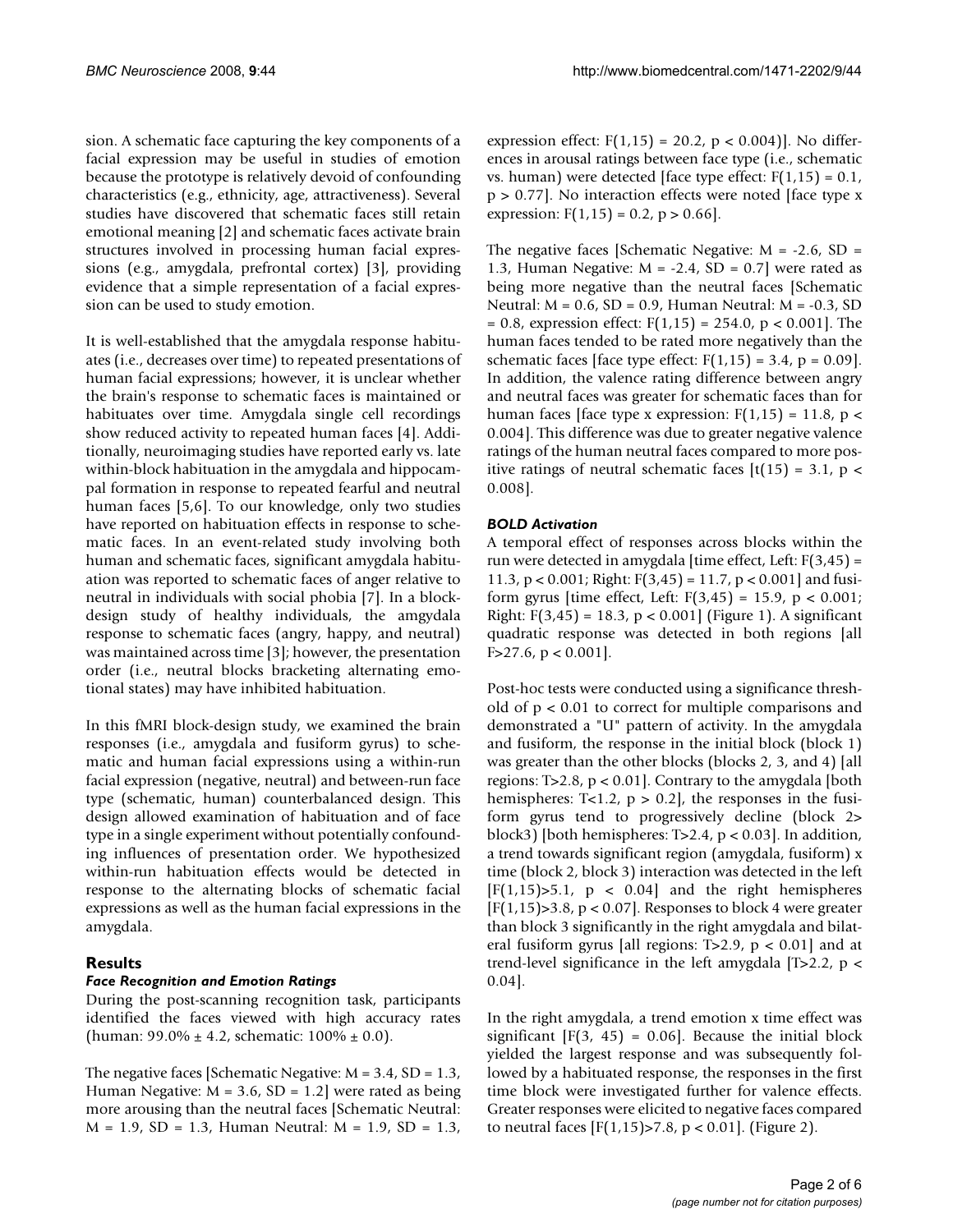sion. A schematic face capturing the key components of a facial expression may be useful in studies of emotion because the prototype is relatively devoid of confounding characteristics (e.g., ethnicity, age, attractiveness). Several studies have discovered that schematic faces still retain emotional meaning [2] and schematic faces activate brain structures involved in processing human facial expressions (e.g., amygdala, prefrontal cortex) [3], providing evidence that a simple representation of a facial expression can be used to study emotion.

It is well-established that the amygdala response habituates (i.e., decreases over time) to repeated presentations of human facial expressions; however, it is unclear whether the brain's response to schematic faces is maintained or habituates over time. Amygdala single cell recordings show reduced activity to repeated human faces [4]. Additionally, neuroimaging studies have reported early vs. late within-block habituation in the amygdala and hippocampal formation in response to repeated fearful and neutral human faces [5,6]. To our knowledge, only two studies have reported on habituation effects in response to schematic faces. In an event-related study involving both human and schematic faces, significant amygdala habituation was reported to schematic faces of anger relative to neutral in individuals with social phobia [7]. In a block-design study of healthy individuals, the amygdala response to schematic faces (angry, happy, and neutral) was maintained across time [3]; however, the presentation order (i.e., neutral blocks bracketing alternating emotional states) may have inhibited habituation.

In this fMRI block-design study, we examined the brain responses (i.e., amygdala and fusiform gyrus) to schematic and human facial expressions using a within-run facial expression (negative, neutral) and between-run face type (schematic, human) counterbalanced design. This design allowed examination of habituation and of face type in a single experiment without potentially confounding influences of presentation order. We hypothesized within-run habituation effects would be detected in response to the alternating blocks of schematic facial expressions as well as the human facial expressions in the amygdala.

## Results

### *Face Recognition and Emotion Ratings*

During the post-scanning recognition task, participants identified the faces viewed with high accuracy rates (human: 99.0% ± 4.2, schematic: 100% ± 0.0).

The negative faces [Schematic Negative: $M = 3.4$, $SD = 1.3$, Human Negative: $M = 3.6$, $SD = 1.2$] were rated as being more arousing than the neutral faces [Schematic Neutral: $M = 1.9$, $SD = 1.3$, Human Neutral: $M = 1.9$, $SD = 1.3$, expression effect: $F(1,15) = 20.2$, $p < 0.004$)]. No differences in arousal ratings between face type (i.e., schematic vs. human) were detected [face type effect: $F(1,15) = 0.1$, $p > 0.77$]. No interaction effects were noted [face type x expression: $F(1,15) = 0.2$, $p > 0.66$].

The negative faces [Schematic Negative: $M = -2.6$, $SD = 1.3$, Human Negative: $M = -2.4$, $SD = 0.7$] were rated as being more negative than the neutral faces [Schematic Neutral: $M = 0.6$, $SD = 0.9$, Human Neutral: $M = -0.3$, $SD = 0.8$, expression effect: $F(1,15) = 254.0$, $p < 0.001$]. The human faces tended to be rated more negatively than the schematic faces [face type effect: $F(1,15) = 3.4$, $p = 0.09$]. In addition, the valence rating difference between angry and neutral faces was greater for schematic faces than for human faces [face type x expression: $F(1,15) = 11.8$, $p < 0.004$]. This difference was due to greater negative valence ratings of the human neutral faces compared to more positive ratings of neutral schematic faces [$t(15) = 3.1$, $p < 0.008$].

### *BOLD Activation*

A temporal effect of responses across blocks within the run were detected in amygdala [time effect, Left: $F(3,45) = 11.3$, $p < 0.001$; Right: $F(3,45) = 11.7$, $p < 0.001$] and fusiform gyrus [time effect, Left: $F(3,45) = 15.9$, $p < 0.001$; Right: $F(3,45) = 18.3$, $p < 0.001$] (Figure 1). A significant quadratic response was detected in both regions [all $F>27.6$, $p < 0.001$].

Post-hoc tests were conducted using a significance threshold of $p < 0.01$ to correct for multiple comparisons and demonstrated a "U" pattern of activity. In the amygdala and fusiform, the response in the initial block (block 1) was greater than the other blocks (blocks 2, 3, and 4) [all regions: $T>2.8$, $p < 0.01$]. Contrary to the amygdala [both hemispheres: $T<1.2$, $p > 0.2$], the responses in the fusiform gyrus tend to progressively decline (block 2> block3) [both hemispheres: $T>2.4$, $p < 0.03$]. In addition, a trend towards significant region (amygdala, fusiform) x time (block 2, block 3) interaction was detected in the left [$F(1,15)>5.1$, $p < 0.04$] and the right hemispheres [$F(1,15)>3.8$, $p < 0.07$]. Responses to block 4 were greater than block 3 significantly in the right amygdala and bilateral fusiform gyrus [all regions: $T>2.9$, $p < 0.01$] and at trend-level significance in the left amygdala [$T>2.2$, $p < 0.04$].

In the right amygdala, a trend emotion x time effect was significant [$F(3, 45) = 0.06$]. Because the initial block yielded the largest response and was subsequently followed by a habituated response, the responses in the first time block were investigated further for valence effects. Greater responses were elicited to negative faces compared to neutral faces [$F(1,15)>7.8$, $p < 0.01$]. (Figure 2).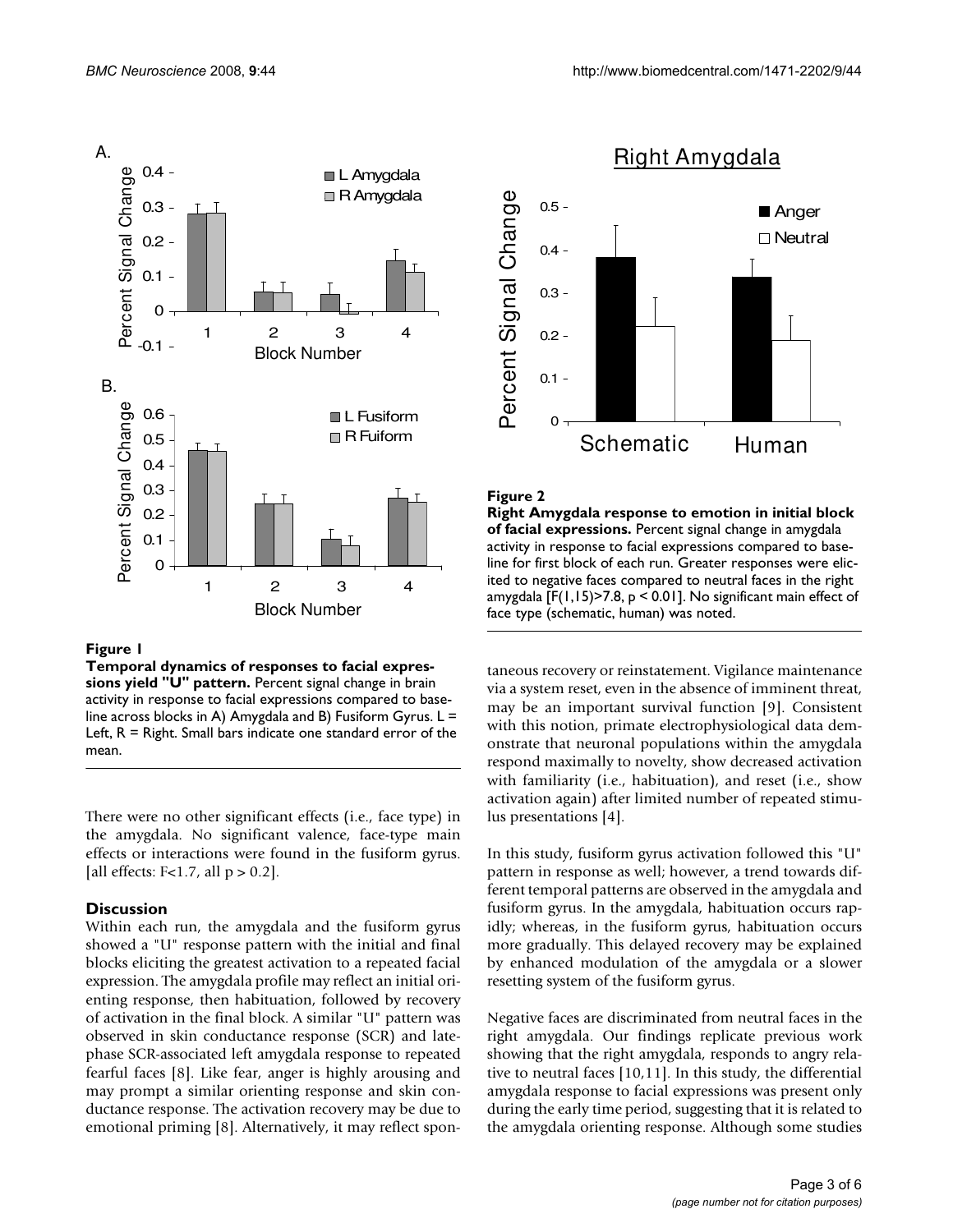**Figure 1**

**Temporal dynamics of responses to facial expressions yield "U" pattern.** Percent signal change in brain activity in response to facial expressions compared to baseline across blocks in A) Amygdala and B) Fusiform Gyrus. L = Left, R = Right. Small bars indicate one standard error of the mean.

**Figure 2**

**Right Amygdala response to emotion in initial block of facial expressions.** Percent signal change in amygdala activity in response to facial expressions compared to baseline for first block of each run. Greater responses were elicited to negative faces compared to neutral faces in the right amygdala [$F(1,15)>7.8$, $p < 0.01$]. No significant main effect of face type (schematic, human) was noted.

There were no other significant effects (i.e., face type) in the amygdala. No significant valence, face-type main effects or interactions were found in the fusiform gyrus. [all effects: $F<1.7$, all $p > 0.2$].

## Discussion

Within each run, the amygdala and the fusiform gyrus showed a "U" response pattern with the initial and final blocks eliciting the greatest activation to a repeated facial expression. The amygdala profile may reflect an initial orienting response, then habituation, followed by recovery of activation in the final block. A similar "U" pattern was observed in skin conductance response (SCR) and late-phase SCR-associated left amygdala response to repeated fearful faces [8]. Like fear, anger is highly arousing and may prompt a similar orienting response and skin conductance response. The activation recovery may be due to emotional priming [8]. Alternatively, it may reflect spontaneous recovery or reinstatement. Vigilance maintenance via a system reset, even in the absence of imminent threat, may be an important survival function [9]. Consistent with this notion, primate electrophysiological data demonstrate that neuronal populations within the amygdala respond maximally to novelty, show decreased activation with familiarity (i.e., habituation), and reset (i.e., show activation again) after limited number of repeated stimulus presentations [4].

In this study, fusiform gyrus activation followed this "U" pattern in response as well; however, a trend towards different temporal patterns are observed in the amygdala and fusiform gyrus. In the amygdala, habituation occurs rapidly; whereas, in the fusiform gyrus, habituation occurs more gradually. This delayed recovery may be explained by enhanced modulation of the amygdala or a slower resetting system of the fusiform gyrus.

Negative faces are discriminated from neutral faces in the right amygdala. Our findings replicate previous work showing that the right amygdala, responds to angry relative to neutral faces [10,11]. In this study, the differential amygdala response to facial expressions was present only during the early time period, suggesting that it is related to the amygdala orienting response. Although some studies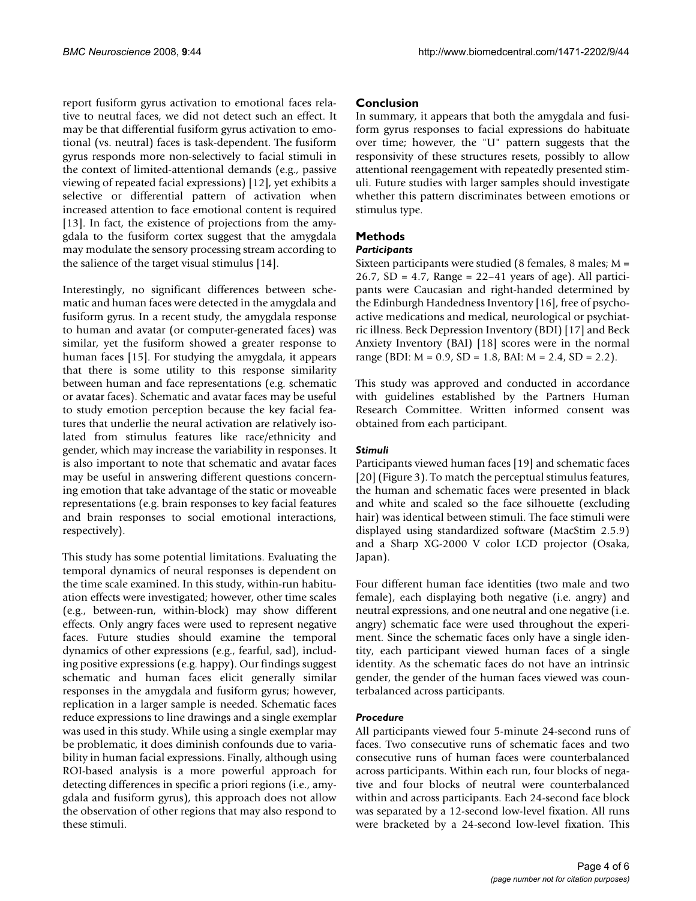report fusiform gyrus activation to emotional faces relative to neutral faces, we did not detect such an effect. It may be that differential fusiform gyrus activation to emotional (vs. neutral) faces is task-dependent. The fusiform gyrus responds more non-selectively to facial stimuli in the context of limited-attentional demands (e.g., passive viewing of repeated facial expressions) [12], yet exhibits a selective or differential pattern of activation when increased attention to face emotional content is required [13]. In fact, the existence of projections from the amygdala to the fusiform cortex suggest that the amygdala may modulate the sensory processing stream according to the salience of the target visual stimulus [14].

Interestingly, no significant differences between schematic and human faces were detected in the amygdala and fusiform gyrus. In a recent study, the amygdala response to human and avatar (or computer-generated faces) was similar, yet the fusiform showed a greater response to human faces [15]. For studying the amygdala, it appears that there is some utility to this response similarity between human and face representations (e.g. schematic or avatar faces). Schematic and avatar faces may be useful to study emotion perception because the key facial features that underlie the neural activation are relatively isolated from stimulus features like race/ethnicity and gender, which may increase the variability in responses. It is also important to note that schematic and avatar faces may be useful in answering different questions concerning emotion that take advantage of the static or moveable representations (e.g. brain responses to key facial features and brain responses to social emotional interactions, respectively).

This study has some potential limitations. Evaluating the temporal dynamics of neural responses is dependent on the time scale examined. In this study, within-run habituation effects were investigated; however, other time scales (e.g., between-run, within-block) may show different effects. Only angry faces were used to represent negative faces. Future studies should examine the temporal dynamics of other expressions (e.g., fearful, sad), including positive expressions (e.g. happy). Our findings suggest schematic and human faces elicit generally similar responses in the amygdala and fusiform gyrus; however, replication in a larger sample is needed. Schematic faces reduce expressions to line drawings and a single exemplar was used in this study. While using a single exemplar may be problematic, it does diminish confounds due to variability in human facial expressions. Finally, although using ROI-based analysis is a more powerful approach for detecting differences in specific a priori regions (i.e., amygdala and fusiform gyrus), this approach does not allow the observation of other regions that may also respond to these stimuli.

## Conclusion

In summary, it appears that both the amygdala and fusiform gyrus responses to facial expressions do habituate over time; however, the "U" pattern suggests that the responsivity of these structures resets, possibly to allow attentional reengagement with repeatedly presented stimuli. Future studies with larger samples should investigate whether this pattern discriminates between emotions or stimulus type.

## Methods

### *Participants*

Sixteen participants were studied (8 females, 8 males; M = 26.7, SD = 4.7, Range = 22–41 years of age). All participants were Caucasian and right-handed determined by the Edinburgh Handedness Inventory [16], free of psychoactive medications and medical, neurological or psychiatric illness. Beck Depression Inventory (BDI) [17] and Beck Anxiety Inventory (BAI) [18] scores were in the normal range (BDI: M = 0.9, SD = 1.8, BAI: M = 2.4, SD = 2.2).

This study was approved and conducted in accordance with guidelines established by the Partners Human Research Committee. Written informed consent was obtained from each participant.

### *Stimuli*

Participants viewed human faces [19] and schematic faces [20] (Figure 3). To match the perceptual stimulus features, the human and schematic faces were presented in black and white and scaled so the face silhouette (excluding hair) was identical between stimuli. The face stimuli were displayed using standardized software (MacStim 2.5.9) and a Sharp XG-2000 V color LCD projector (Osaka, Japan).

Four different human face identities (two male and two female), each displaying both negative (i.e. angry) and neutral expressions, and one neutral and one negative (i.e. angry) schematic face were used throughout the experiment. Since the schematic faces only have a single identity, each participant viewed human faces of a single identity. As the schematic faces do not have an intrinsic gender, the gender of the human faces viewed was counterbalanced across participants.

### *Procedure*

All participants viewed four 5-minute 24-second runs of faces. Two consecutive runs of schematic faces and two consecutive runs of human faces were counterbalanced across participants. Within each run, four blocks of negative and four blocks of neutral were counterbalanced within and across participants. Each 24-second face block was separated by a 12-second low-level fixation. All runs were bracketed by a 24-second low-level fixation. This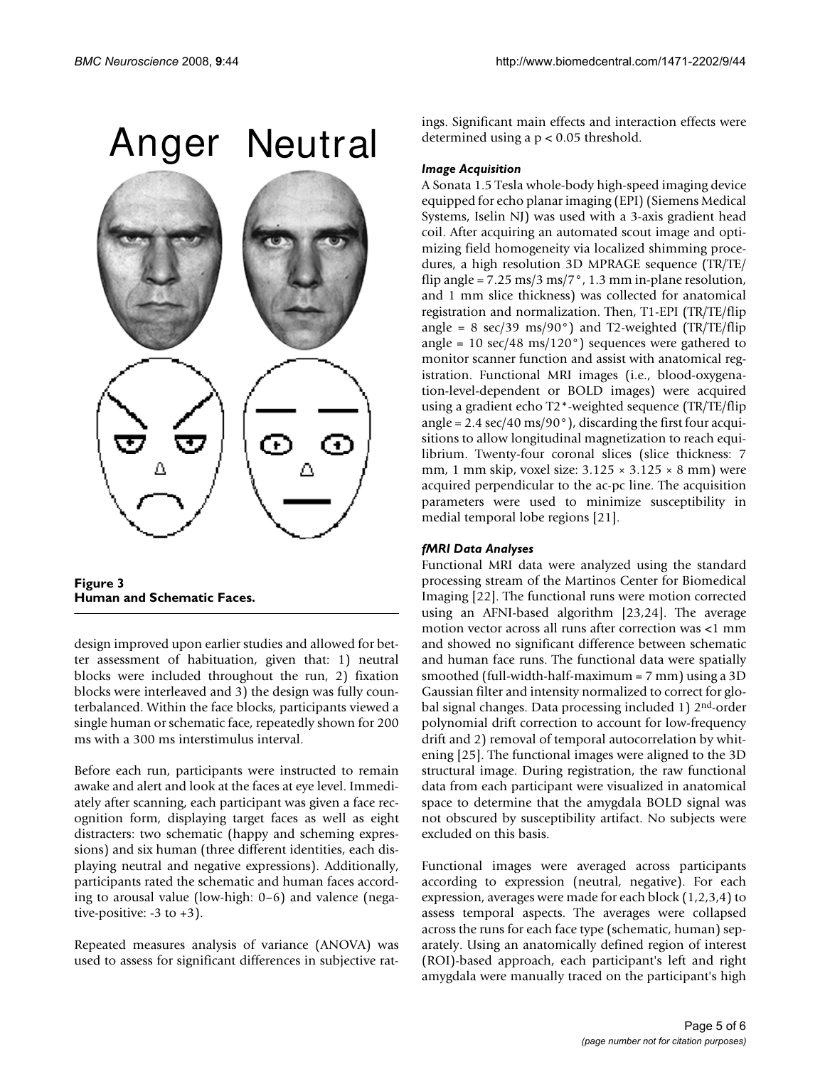**Figure 3**
**Human and Schematic Faces.**

design improved upon earlier studies and allowed for better assessment of habituation, given that: 1) neutral blocks were included throughout the run, 2) fixation blocks were interleaved and 3) the design was fully counterbalanced. Within the face blocks, participants viewed a single human or schematic face, repeatedly shown for 200 ms with a 300 ms interstimulus interval.

Before each run, participants were instructed to remain awake and alert and look at the faces at eye level. Immediately after scanning, each participant was given a face recognition form, displaying target faces as well as eight distracters: two schematic (happy and scheming expressions) and six human (three different identities, each displaying neutral and negative expressions). Additionally, participants rated the schematic and human faces according to arousal value (low-high: 0–6) and valence (negative-positive: -3 to +3).

Repeated measures analysis of variance (ANOVA) was used to assess for significant differences in subjective ratings. Significant main effects and interaction effects were determined using a $p < 0.05$ threshold.

### *Image Acquisition*

A Sonata 1.5 Tesla whole-body high-speed imaging device equipped for echo planar imaging (EPI) (Siemens Medical Systems, Iselin NJ) was used with a 3-axis gradient head coil. After acquiring an automated scout image and optimizing field homogeneity via localized shimming procedures, a high resolution 3D MPRAGE sequence (TR/TE/flip angle = 7.25 ms/3 ms/7°, 1.3 mm in-plane resolution, and 1 mm slice thickness) was collected for anatomical registration and normalization. Then, T1-EPI (TR/TE/flip angle = 8 sec/39 ms/90°) and T2-weighted (TR/TE/flip angle = 10 sec/48 ms/120°) sequences were gathered to monitor scanner function and assist with anatomical registration. Functional MRI images (i.e., blood-oxygenation-level-dependent or BOLD images) were acquired using a gradient echo T2*-weighted sequence (TR/TE/flip angle = 2.4 sec/40 ms/90°), discarding the first four acquisitions to allow longitudinal magnetization to reach equilibrium. Twenty-four coronal slices (slice thickness: 7 mm, 1 mm skip, voxel size: 3.125 × 3.125 × 8 mm) were acquired perpendicular to the ac-pc line. The acquisition parameters were used to minimize susceptibility in medial temporal lobe regions [21].

### *fMRI Data Analyses*

Functional MRI data were analyzed using the standard processing stream of the Martinos Center for Biomedical Imaging [22]. The functional runs were motion corrected using an AFNI-based algorithm [23,24]. The average motion vector across all runs after correction was <1 mm and showed no significant difference between schematic and human face runs. The functional data were spatially smoothed (full-width-half-maximum = 7 mm) using a 3D Gaussian filter and intensity normalized to correct for global signal changes. Data processing included 1) 2nd-order polynomial drift correction to account for low-frequency drift and 2) removal of temporal autocorrelation by whitening [25]. The functional images were aligned to the 3D structural image. During registration, the raw functional data from each participant were visualized in anatomical space to determine that the amygdala BOLD signal was not obscured by susceptibility artifact. No subjects were excluded on this basis.

Functional images were averaged across participants according to expression (neutral, negative). For each expression, averages were made for each block (1,2,3,4) to assess temporal aspects. The averages were collapsed across the runs for each face type (schematic, human) separately. Using an anatomically defined region of interest (ROI)-based approach, each participant's left and right amygdala were manually traced on the participant's high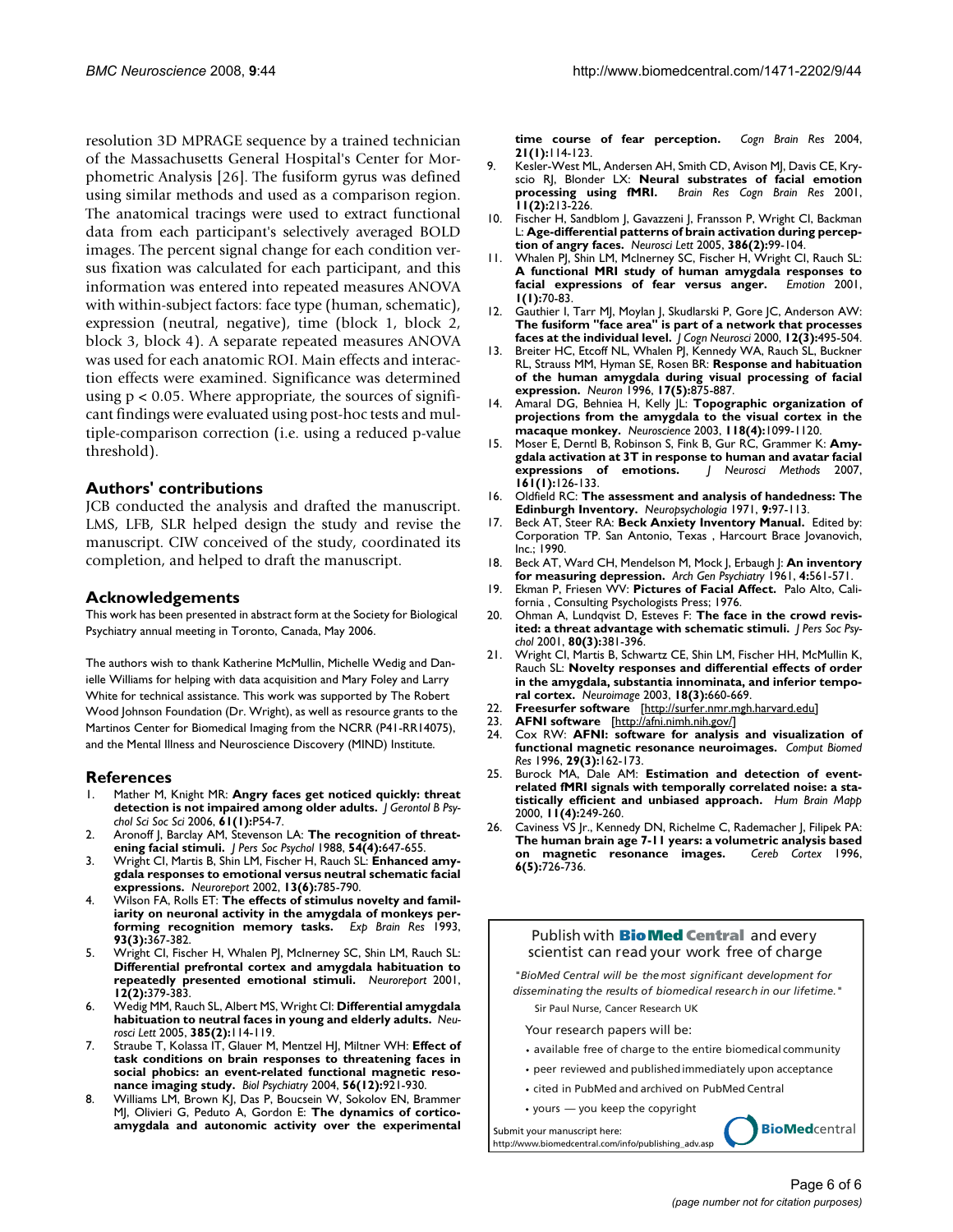resolution 3D MPRAGE sequence by a trained technician of the Massachusetts General Hospital's Center for Morphometric Analysis [26]. The fusiform gyrus was defined using similar methods and used as a comparison region. The anatomical tracings were used to extract functional data from each participant's selectively averaged BOLD images. The percent signal change for each condition versus fixation was calculated for each participant, and this information was entered into repeated measures ANOVA with within-subject factors: face type (human, schematic), expression (neutral, negative), time (block 1, block 2, block 3, block 4). A separate repeated measures ANOVA was used for each anatomic ROI. Main effects and interaction effects were examined. Significance was determined using $p < 0.05$. Where appropriate, the sources of significant findings were evaluated using post-hoc tests and multiple-comparison correction (i.e. using a reduced p-value threshold).

## Authors' contributions

JCB conducted the analysis and drafted the manuscript. LMS, LFB, SLR helped design the study and revise the manuscript. CIW conceived of the study, coordinated its completion, and helped to draft the manuscript.

## Acknowledgements

This work has been presented in abstract form at the Society for Biological Psychiatry annual meeting in Toronto, Canada, May 2006.

The authors wish to thank Katherine McMullin, Michelle Wedig and Danielle Williams for helping with data acquisition and Mary Foley and Larry White for technical assistance. This work was supported by The Robert Wood Johnson Foundation (Dr. Wright), as well as resource grants to the Martinos Center for Biomedical Imaging from the NCRR (P41-RR14075), and the Mental Illness and Neuroscience Discovery (MIND) Institute.

## References

1. Mather M, Knight MR: **Angry faces get noticed quickly: threat detection is not impaired among older adults.** *J Gerontol B Psychol Sci Soc Sci* 2006, **61(1):**P54-7.
2. Aronoff J, Barclay AM, Stevenson LA: **The recognition of threatening facial stimuli.** *J Pers Soc Psychol* 1988, **54(4):**647-655.
3. Wright CI, Martis B, Shin LM, Fischer H, Rauch SL: **Enhanced amygdala responses to emotional versus neutral schematic facial expressions.** *Neuroreport* 2002, **13(6):**785-790.
4. Wilson FA, Rolls ET: **The effects of stimulus novelty and familiarity on neuronal activity in the amygdala of monkeys performing recognition memory tasks.** *Exp Brain Res* 1993, **93(3):**367-382.
5. Wright CI, Fischer H, Whalen PJ, McInerney SC, Shin LM, Rauch SL: **Differential prefrontal cortex and amygdala habituation to repeatedly presented emotional stimuli.** *Neuroreport* 2001, **12(2):**379-383.
6. Wedig MM, Rauch SL, Albert MS, Wright CI: **Differential amygdala habituation to neutral faces in young and elderly adults.** *Neurosci Lett* 2005, **385(2):**114-119.
7. Straube T, Kolassa IT, Glauer M, Mentzel HJ, Miltner WH: **Effect of task conditions on brain responses to threatening faces in social phobics: an event-related functional magnetic resonance imaging study.** *Biol Psychiatry* 2004, **56(12):**921-930.
8. Williams LM, Brown KJ, Das P, Boucsein W, Sokolov EN, Brammer MJ, Olivieri G, Peduto A, Gordon E: **The dynamics of cortico-amygdala and autonomic activity over the experimental time course of fear perception.** *Cogn Brain Res* 2004, **21(1):**114-123.
9. Kesler-West ML, Andersen AH, Smith CD, Avison MJ, Davis CE, Kryscio RJ, Blonder LX: **Neural substrates of facial emotion processing using fMRI.** *Brain Res Cogn Brain Res* 2001, **11(2):**213-226.
10. Fischer H, Sandblom J, Gavazzeni J, Fransson P, Wright CI, Backman L: **Age-differential patterns of brain activation during perception of angry faces.** *Neurosci Lett* 2005, **386(2):**99-104.
11. Whalen PJ, Shin LM, McInerney SC, Fischer H, Wright CI, Rauch SL: **A functional MRI study of human amygdala responses to facial expressions of fear versus anger.** *Emotion* 2001, **1(1):**70-83.
12. Gauthier I, Tarr MJ, Moylan J, Skudlarski P, Gore JC, Anderson AW: **The fusiform "face area" is part of a network that processes faces at the individual level.** *J Cogn Neurosci* 2000, **12(3):**495-504.
13. Breiter HC, Etcoff NL, Whalen PJ, Kennedy WA, Rauch SL, Buckner RL, Strauss MM, Hyman SE, Rosen BR: **Response and habituation of the human amygdala during visual processing of facial expression.** *Neuron* 1996, **17(5):**875-887.
14. Amaral DG, Behniea H, Kelly JL: **Topographic organization of projections from the amygdala to the visual cortex in the macaque monkey.** *Neuroscience* 2003, **118(4):**1099-1120.
15. Moser E, Derntl B, Robinson S, Fink B, Gur RC, Grammer K: **Amygdala activation at 3T in response to human and avatar facial expressions of emotions.** *J Neurosci Methods* 2007, **161(1):**126-133.
16. Oldfield RC: **The assessment and analysis of handedness: The Edinburgh Inventory.** *Neuropsychologia* 1971, **9:**97-113.
17. Beck AT, Steer RA: **Beck Anxiety Inventory Manual.** Edited by: Corporation TP. San Antonio, Texas , Harcourt Brace Jovanovich, Inc.; 1990.
18. Beck AT, Ward CH, Mendelson M, Mock J, Erbaugh J: **An inventory for measuring depression.** *Arch Gen Psychiatry* 1961, **4:**561-571.
19. Ekman P, Friesen WV: **Pictures of Facial Affect.** Palo Alto, California , Consulting Psychologists Press; 1976.
20. Ohman A, Lundqvist D, Esteves F: **The face in the crowd revisited: a threat advantage with schematic stimuli.** *J Pers Soc Psychol* 2001, **80(3):**381-396.
21. Wright CI, Martis B, Schwartz CE, Shin LM, Fischer HH, McMullin K, Rauch SL: **Novelty responses and differential effects of order in the amygdala, substantia innominata, and inferior temporal cortex.** *Neuroimage* 2003, **18(3):**660-669.
22. **Freesurfer software** [http://surfer.nmr.mgh.harvard.edu]
23. **AFNI software** [http://afni.nimh.nih.gov/]
24. Cox RW: **AFNI: software for analysis and visualization of functional magnetic resonance neuroimages.** *Comput Biomed Res* 1996, **29(3):**162-173.
25. Burock MA, Dale AM: **Estimation and detection of event-related fMRI signals with temporally correlated noise: a statistically efficient and unbiased approach.** *Hum Brain Mapp* 2000, **11(4):**249-260.
26. Caviness VS Jr., Kennedy DN, Richelme C, Rademacher J, Filipek PA: **The human brain age 7-11 years: a volumetric analysis based on magnetic resonance images.** *Cereb Cortex* 1996, **6(5):**726-736.

Publish with **BioMed Central** and every scientist can read your work free of charge

*"BioMed Central will be the most significant development for disseminating the results of biomedical research in our lifetime."*

Sir Paul Nurse, Cancer Research UK

Your research papers will be:

- available free of charge to the entire biomedical community
- peer reviewed and published immediately upon acceptance
- cited in PubMed and archived on PubMed Central
- yours — you keep the copyright

Submit your manuscript here:
http://www.biomedcentral.com/info/publishing_adv.asp

BioMedcentral